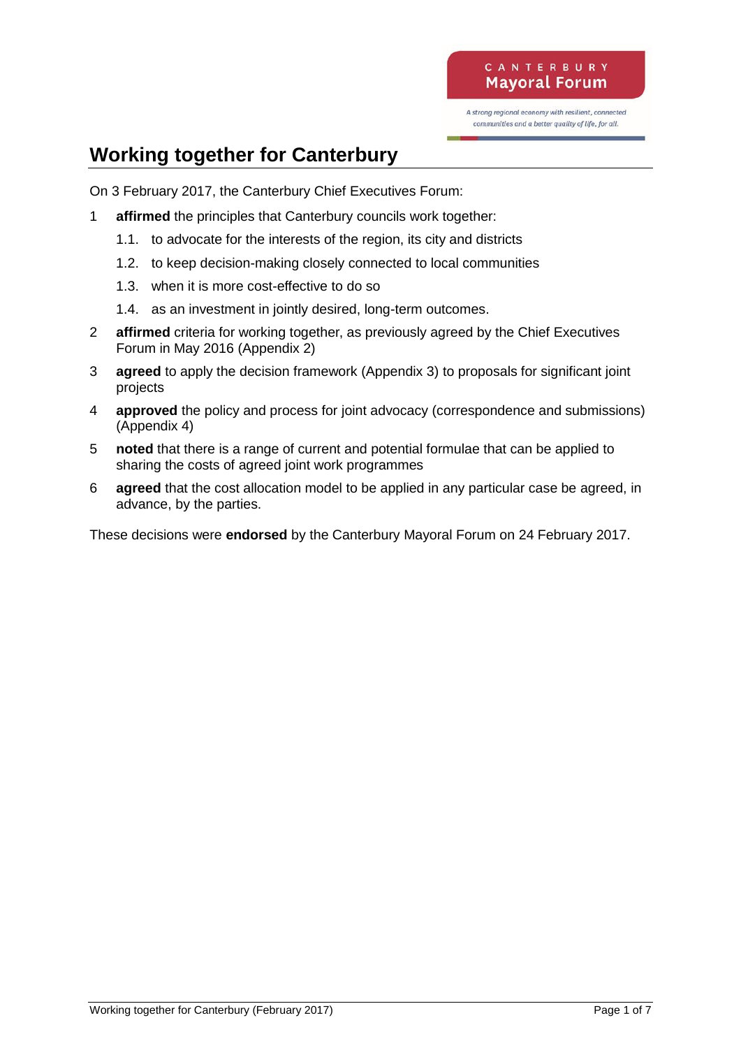CANTERBURY
Mayoral Forum

*A strong regional economy with resilient, connected communities and a better quality of life, for all.*

# Working together for Canterbury

On 3 February 2017, the Canterbury Chief Executives Forum:

1 **affirmed** the principles that Canterbury councils work together:

   1.1. to advocate for the interests of the region, its city and districts

   1.2. to keep decision-making closely connected to local communities

   1.3. when it is more cost-effective to do so

   1.4. as an investment in jointly desired, long-term outcomes.

2 **affirmed** criteria for working together, as previously agreed by the Chief Executives Forum in May 2016 (Appendix 2)

3 **agreed** to apply the decision framework (Appendix 3) to proposals for significant joint projects

4 **approved** the policy and process for joint advocacy (correspondence and submissions) (Appendix 4)

5 **noted** that there is a range of current and potential formulae that can be applied to sharing the costs of agreed joint work programmes

6 **agreed** that the cost allocation model to be applied in any particular case be agreed, in advance, by the parties.

These decisions were **endorsed** by the Canterbury Mayoral Forum on 24 February 2017.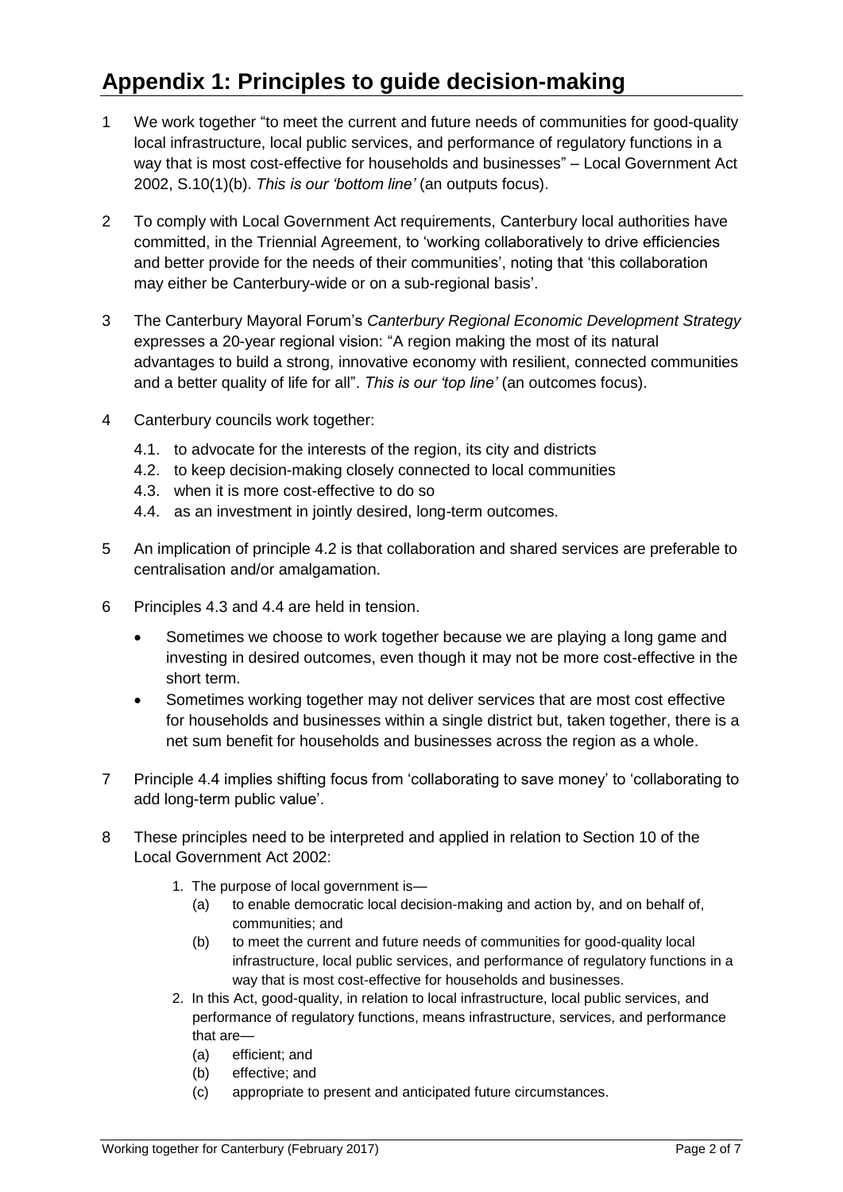# Appendix 1: Principles to guide decision-making

1. We work together "to meet the current and future needs of communities for good-quality local infrastructure, local public services, and performance of regulatory functions in a way that is most cost-effective for households and businesses" – Local Government Act 2002, S.10(1)(b). *This is our 'bottom line'* (an outputs focus).

2. To comply with Local Government Act requirements, Canterbury local authorities have committed, in the Triennial Agreement, to 'working collaboratively to drive efficiencies and better provide for the needs of their communities', noting that 'this collaboration may either be Canterbury-wide or on a sub-regional basis'.

3. The Canterbury Mayoral Forum's *Canterbury Regional Economic Development Strategy* expresses a 20-year regional vision: "A region making the most of its natural advantages to build a strong, innovative economy with resilient, connected communities and a better quality of life for all". *This is our 'top line'* (an outcomes focus).

4. Canterbury councils work together:
   - 4.1. to advocate for the interests of the region, its city and districts
   - 4.2. to keep decision-making closely connected to local communities
   - 4.3. when it is more cost-effective to do so
   - 4.4. as an investment in jointly desired, long-term outcomes.

5. An implication of principle 4.2 is that collaboration and shared services are preferable to centralisation and/or amalgamation.

6. Principles 4.3 and 4.4 are held in tension.
   - Sometimes we choose to work together because we are playing a long game and investing in desired outcomes, even though it may not be more cost-effective in the short term.
   - Sometimes working together may not deliver services that are most cost effective for households and businesses within a single district but, taken together, there is a net sum benefit for households and businesses across the region as a whole.

7. Principle 4.4 implies shifting focus from 'collaborating to save money' to 'collaborating to add long-term public value'.

8. These principles need to be interpreted and applied in relation to Section 10 of the Local Government Act 2002:
   1. The purpose of local government is—
      - (a) to enable democratic local decision-making and action by, and on behalf of, communities; and
      - (b) to meet the current and future needs of communities for good-quality local infrastructure, local public services, and performance of regulatory functions in a way that is most cost-effective for households and businesses.
   2. In this Act, good-quality, in relation to local infrastructure, local public services, and performance of regulatory functions, means infrastructure, services, and performance that are—
      - (a) efficient; and
      - (b) effective; and
      - (c) appropriate to present and anticipated future circumstances.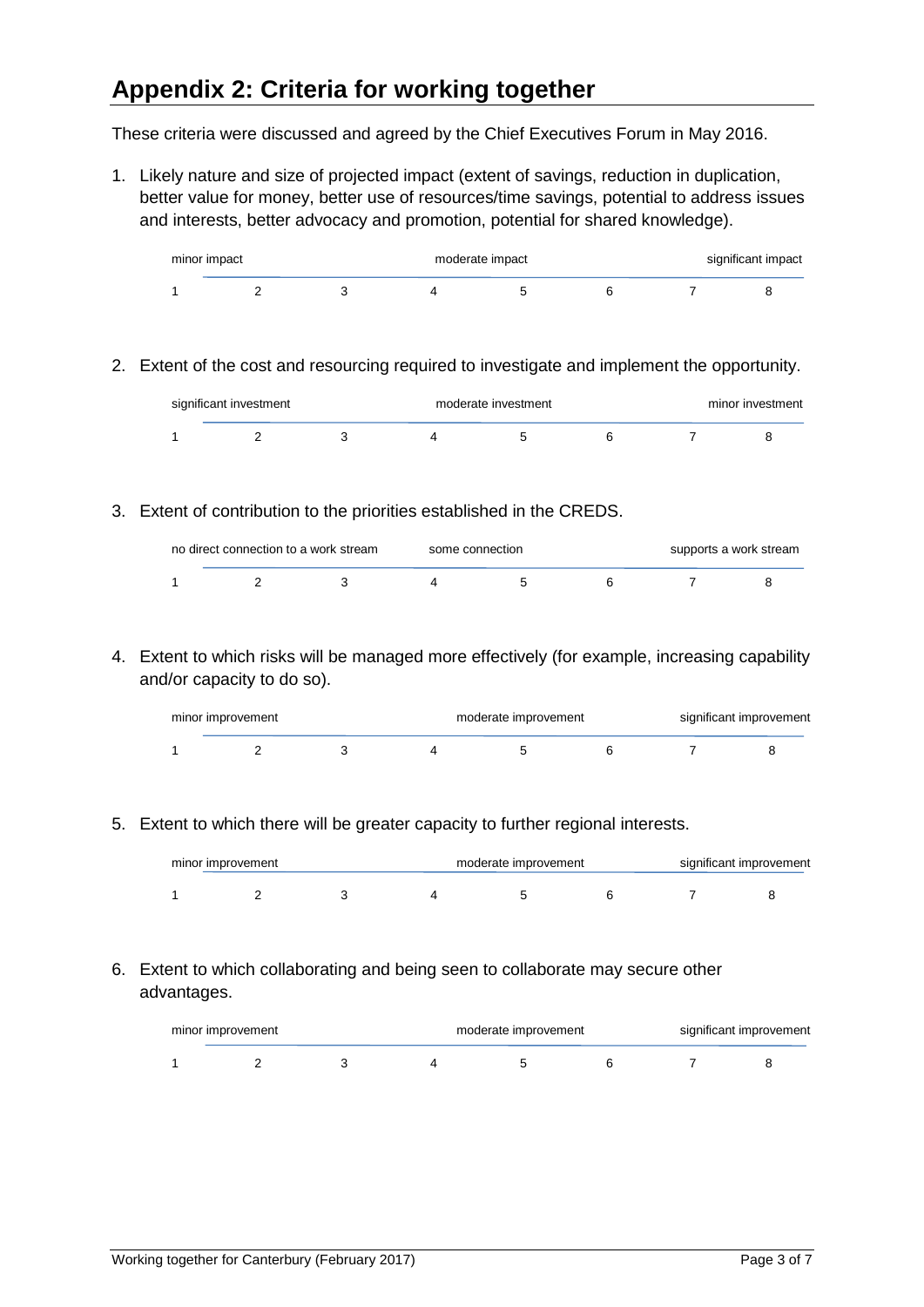# Appendix 2: Criteria for working together

These criteria were discussed and agreed by the Chief Executives Forum in May 2016.

1. Likely nature and size of projected impact (extent of savings, reduction in duplication, better value for money, better use of resources/time savings, potential to address issues and interests, better advocacy and promotion, potential for shared knowledge).

| minor impact | | | moderate impact | | | | significant impact |
|---|---|---|---|---|---|---|---|
| 1 | 2 | 3 | 4 | 5 | 6 | 7 | 8 |

2. Extent of the cost and resourcing required to investigate and implement the opportunity.

| significant investment | | | moderate investment | | | | minor investment |
|---|---|---|---|---|---|---|---|
| 1 | 2 | 3 | 4 | 5 | 6 | 7 | 8 |

3. Extent of contribution to the priorities established in the CREDS.

| no direct connection to a work stream | | | some connection | | | | supports a work stream |
|---|---|---|---|---|---|---|---|
| 1 | 2 | 3 | 4 | 5 | 6 | 7 | 8 |

4. Extent to which risks will be managed more effectively (for example, increasing capability and/or capacity to do so).

| minor improvement | | | moderate improvement | | | | significant improvement |
|---|---|---|---|---|---|---|---|
| 1 | 2 | 3 | 4 | 5 | 6 | 7 | 8 |

5. Extent to which there will be greater capacity to further regional interests.

| minor improvement | | | moderate improvement | | | | significant improvement |
|---|---|---|---|---|---|---|---|
| 1 | 2 | 3 | 4 | 5 | 6 | 7 | 8 |

6. Extent to which collaborating and being seen to collaborate may secure other advantages.

| minor improvement | | | moderate improvement | | | | significant improvement |
|---|---|---|---|---|---|---|---|
| 1 | 2 | 3 | 4 | 5 | 6 | 7 | 8 |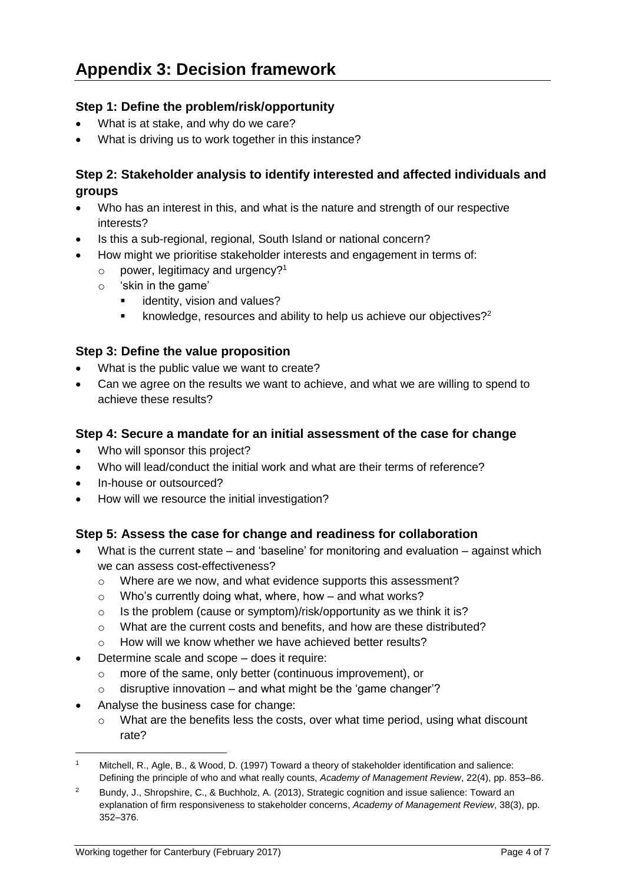# Appendix 3: Decision framework

### Step 1: Define the problem/risk/opportunity

- What is at stake, and why do we care?
- What is driving us to work together in this instance?

### Step 2: Stakeholder analysis to identify interested and affected individuals and groups

- Who has an interest in this, and what is the nature and strength of our respective interests?
- Is this a sub-regional, regional, South Island or national concern?
- How might we prioritise stakeholder interests and engagement in terms of:
  - power, legitimacy and urgency?[1]
  - 'skin in the game'
    - identity, vision and values?
    - knowledge, resources and ability to help us achieve our objectives?[2]

### Step 3: Define the value proposition

- What is the public value we want to create?
- Can we agree on the results we want to achieve, and what we are willing to spend to achieve these results?

### Step 4: Secure a mandate for an initial assessment of the case for change

- Who will sponsor this project?
- Who will lead/conduct the initial work and what are their terms of reference?
- In-house or outsourced?
- How will we resource the initial investigation?

### Step 5: Assess the case for change and readiness for collaboration

- What is the current state – and 'baseline' for monitoring and evaluation – against which we can assess cost-effectiveness?
  - Where are we now, and what evidence supports this assessment?
  - Who's currently doing what, where, how – and what works?
  - Is the problem (cause or symptom)/risk/opportunity as we think it is?
  - What are the current costs and benefits, and how are these distributed?
  - How will we know whether we have achieved better results?
- Determine scale and scope – does it require:
  - more of the same, only better (continuous improvement), or
  - disruptive innovation – and what might be the 'game changer'?
- Analyse the business case for change:
  - What are the benefits less the costs, over what time period, using what discount rate?

---

[1] Mitchell, R., Agle, B., & Wood, D. (1997) Toward a theory of stakeholder identification and salience: Defining the principle of who and what really counts, *Academy of Management Review*, 22(4), pp. 853–86.

[2] Bundy, J., Shropshire, C., & Buchholz, A. (2013), Strategic cognition and issue salience: Toward an explanation of firm responsiveness to stakeholder concerns, *Academy of Management Review*, 38(3), pp. 352–376.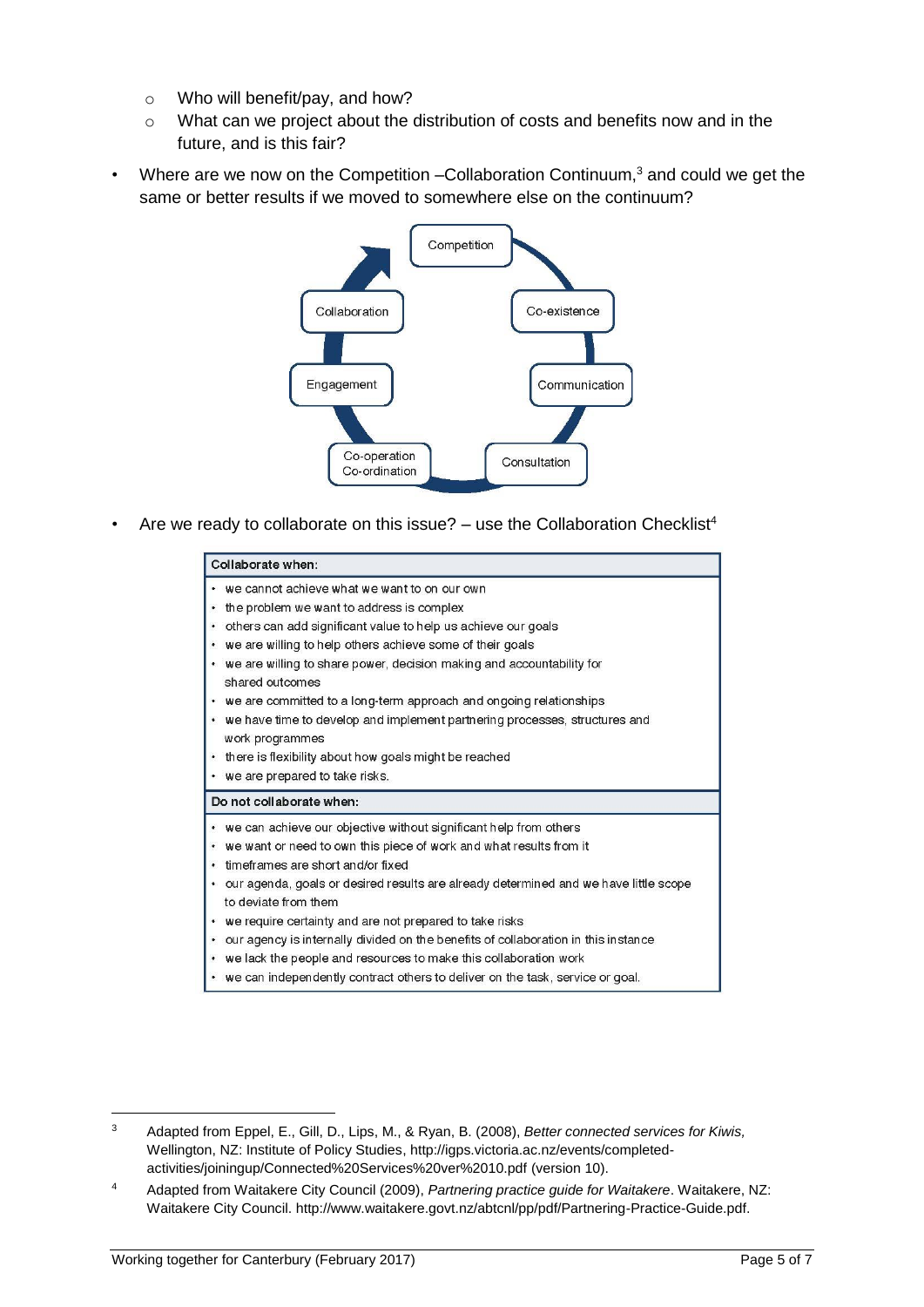- Who will benefit/pay, and how?
  - What can we project about the distribution of costs and benefits now and in the future, and is this fair?

- Where are we now on the Competition –Collaboration Continuum,[3] and could we get the same or better results if we moved to somewhere else on the continuum?

Competition → Co-existence → Communication → Consultation → Co-operation Co-ordination → Engagement → Collaboration

- Are we ready to collaborate on this issue? – use the Collaboration Checklist[4]

| Collaborate when: |
| --- |
| • we cannot achieve what we want to on our own<br>• the problem we want to address is complex<br>• others can add significant value to help us achieve our goals<br>• we are willing to help others achieve some of their goals<br>• we are willing to share power, decision making and accountability for shared outcomes<br>• we are committed to a long-term approach and ongoing relationships<br>• we have time to develop and implement partnering processes, structures and work programmes<br>• there is flexibility about how goals might be reached<br>• we are prepared to take risks. |
| **Do not collaborate when:** |
| • we can achieve our objective without significant help from others<br>• we want or need to own this piece of work and what results from it<br>• timeframes are short and/or fixed<br>• our agenda, goals or desired results are already determined and we have little scope to deviate from them<br>• we require certainty and are not prepared to take risks<br>• our agency is internally divided on the benefits of collaboration in this instance<br>• we lack the people and resources to make this collaboration work<br>• we can independently contract others to deliver on the task, service or goal. |

---

[3] Adapted from Eppel, E., Gill, D., Lips, M., & Ryan, B. (2008), *Better connected services for Kiwis,* Wellington, NZ: Institute of Policy Studies, http://igps.victoria.ac.nz/events/completed-activities/joiningup/Connected%20Services%20ver%2010.pdf (version 10).

[4] Adapted from Waitakere City Council (2009), *Partnering practice guide for Waitakere*. Waitakere, NZ: Waitakere City Council. http://www.waitakere.govt.nz/abtcnl/pp/pdf/Partnering-Practice-Guide.pdf.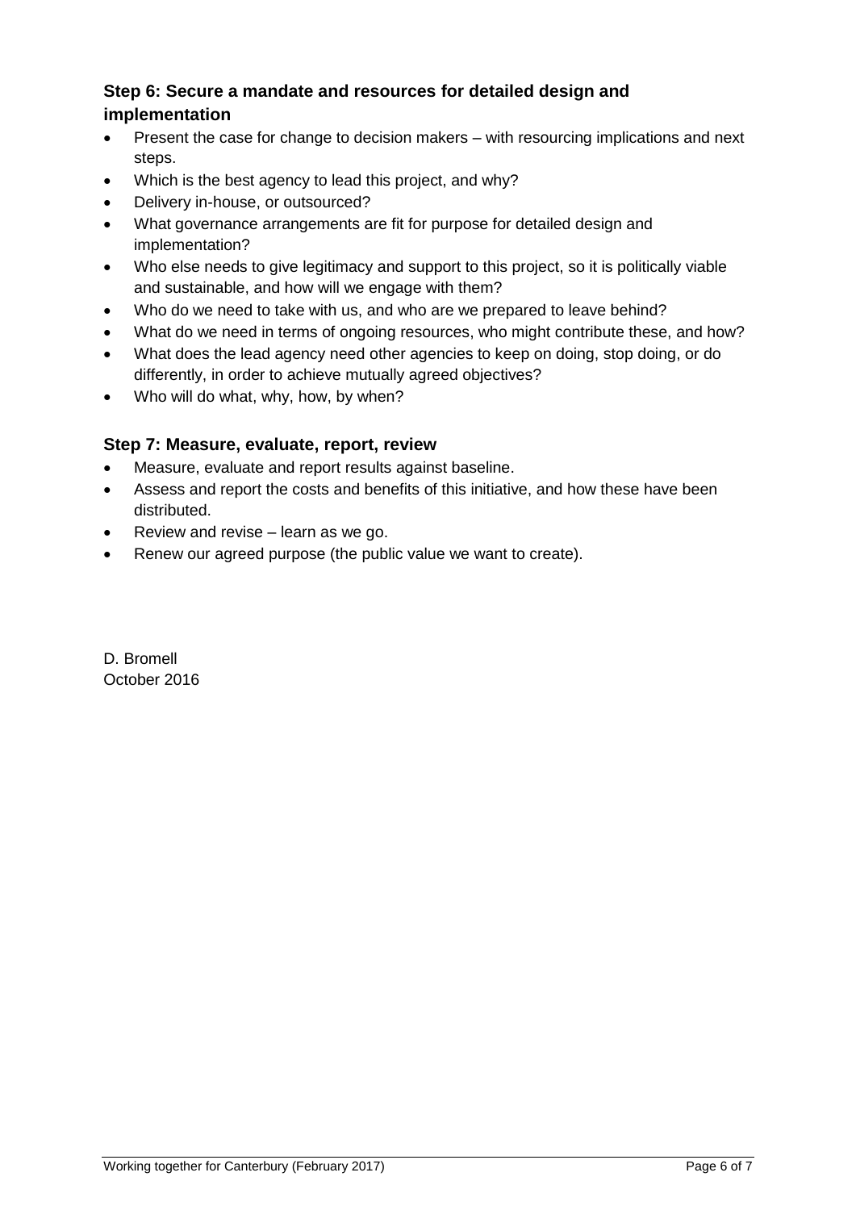### Step 6: Secure a mandate and resources for detailed design and implementation

- Present the case for change to decision makers – with resourcing implications and next steps.
- Which is the best agency to lead this project, and why?
- Delivery in-house, or outsourced?
- What governance arrangements are fit for purpose for detailed design and implementation?
- Who else needs to give legitimacy and support to this project, so it is politically viable and sustainable, and how will we engage with them?
- Who do we need to take with us, and who are we prepared to leave behind?
- What do we need in terms of ongoing resources, who might contribute these, and how?
- What does the lead agency need other agencies to keep on doing, stop doing, or do differently, in order to achieve mutually agreed objectives?
- Who will do what, why, how, by when?

### Step 7: Measure, evaluate, report, review

- Measure, evaluate and report results against baseline.
- Assess and report the costs and benefits of this initiative, and how these have been distributed.
- Review and revise – learn as we go.
- Renew our agreed purpose (the public value we want to create).

D. Bromell  
October 2016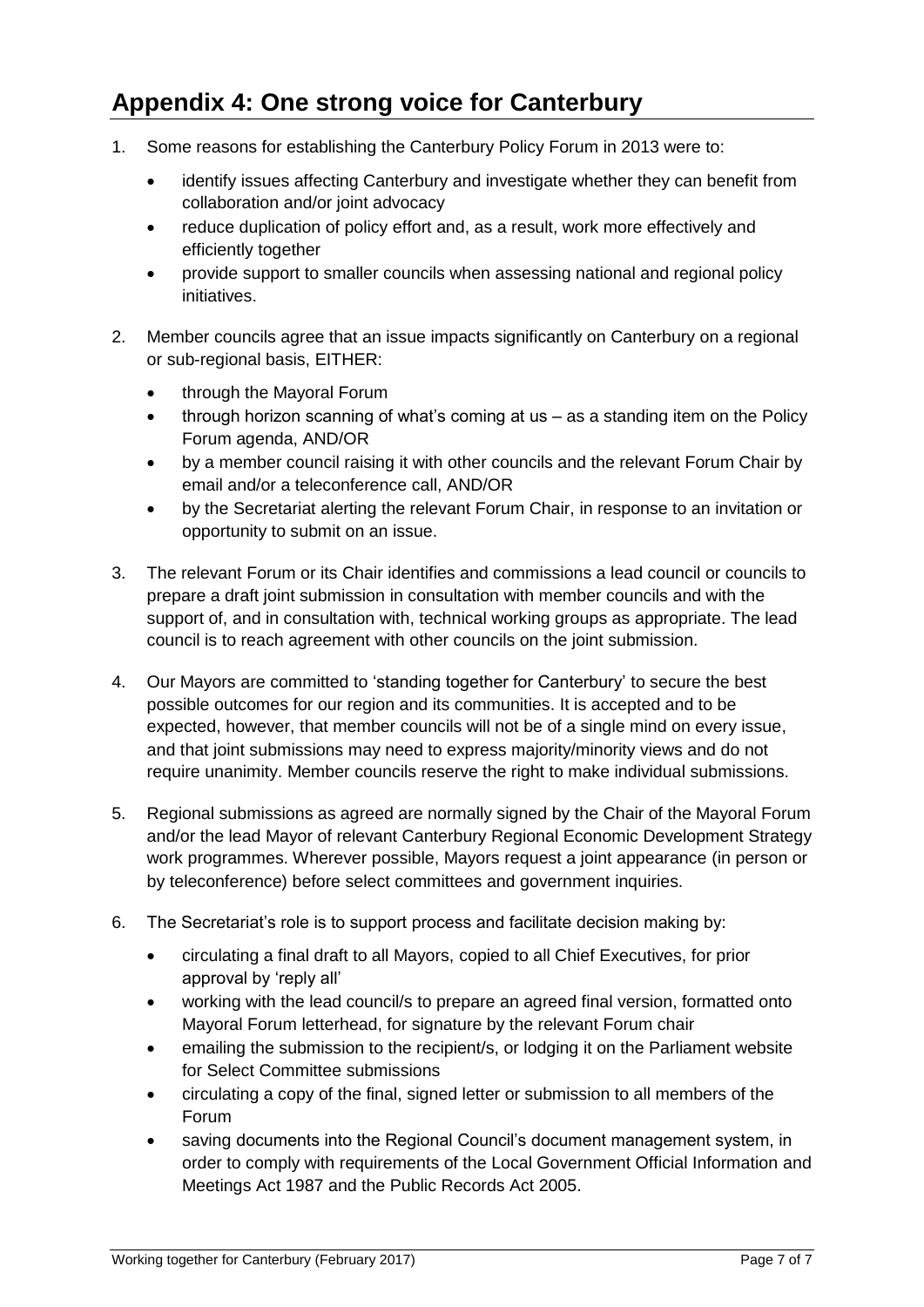## Appendix 4: One strong voice for Canterbury

1. Some reasons for establishing the Canterbury Policy Forum in 2013 were to:
   - identify issues affecting Canterbury and investigate whether they can benefit from collaboration and/or joint advocacy
   - reduce duplication of policy effort and, as a result, work more effectively and efficiently together
   - provide support to smaller councils when assessing national and regional policy initiatives.

2. Member councils agree that an issue impacts significantly on Canterbury on a regional or sub-regional basis, EITHER:
   - through the Mayoral Forum
   - through horizon scanning of what's coming at us – as a standing item on the Policy Forum agenda, AND/OR
   - by a member council raising it with other councils and the relevant Forum Chair by email and/or a teleconference call, AND/OR
   - by the Secretariat alerting the relevant Forum Chair, in response to an invitation or opportunity to submit on an issue.

3. The relevant Forum or its Chair identifies and commissions a lead council or councils to prepare a draft joint submission in consultation with member councils and with the support of, and in consultation with, technical working groups as appropriate. The lead council is to reach agreement with other councils on the joint submission.

4. Our Mayors are committed to 'standing together for Canterbury' to secure the best possible outcomes for our region and its communities. It is accepted and to be expected, however, that member councils will not be of a single mind on every issue, and that joint submissions may need to express majority/minority views and do not require unanimity. Member councils reserve the right to make individual submissions.

5. Regional submissions as agreed are normally signed by the Chair of the Mayoral Forum and/or the lead Mayor of relevant Canterbury Regional Economic Development Strategy work programmes. Wherever possible, Mayors request a joint appearance (in person or by teleconference) before select committees and government inquiries.

6. The Secretariat's role is to support process and facilitate decision making by:
   - circulating a final draft to all Mayors, copied to all Chief Executives, for prior approval by 'reply all'
   - working with the lead council/s to prepare an agreed final version, formatted onto Mayoral Forum letterhead, for signature by the relevant Forum chair
   - emailing the submission to the recipient/s, or lodging it on the Parliament website for Select Committee submissions
   - circulating a copy of the final, signed letter or submission to all members of the Forum
   - saving documents into the Regional Council's document management system, in order to comply with requirements of the Local Government Official Information and Meetings Act 1987 and the Public Records Act 2005.